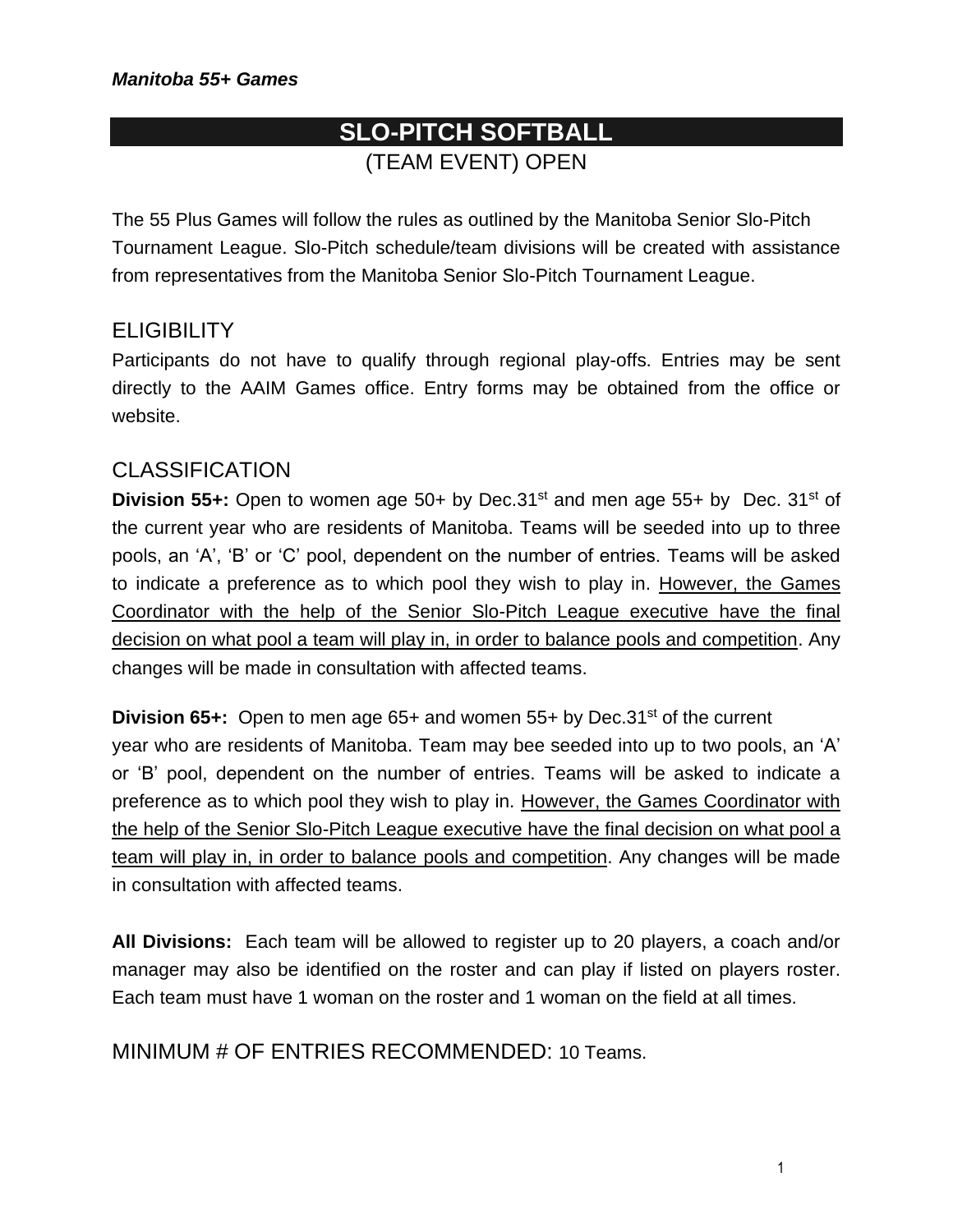*Manitoba 55+ Games*

# SLO-PITCH SOFTBALL

(TEAM EVENT) OPEN

The 55 Plus Games will follow the rules as outlined by the Manitoba Senior Slo-Pitch Tournament League. Slo-Pitch schedule/team divisions will be created with assistance from representatives from the Manitoba Senior Slo-Pitch Tournament League.

## ELIGIBILITY

Participants do not have to qualify through regional play-offs. Entries may be sent directly to the AAIM Games office. Entry forms may be obtained from the office or website.

## CLASSIFICATION

**Division 55+:** Open to women age 50+ by Dec.31st and men age 55+ by Dec. 31st of the current year who are residents of Manitoba. Teams will be seeded into up to three pools, an 'A', 'B' or 'C' pool, dependent on the number of entries. Teams will be asked to indicate a preference as to which pool they wish to play in. <u>However, the Games Coordinator with the help of the Senior Slo-Pitch League executive have the final decision on what pool a team will play in, in order to balance pools and competition</u>. Any changes will be made in consultation with affected teams.

**Division 65+:** Open to men age 65+ and women 55+ by Dec.31st of the current year who are residents of Manitoba. Team may bee seeded into up to two pools, an 'A' or 'B' pool, dependent on the number of entries. Teams will be asked to indicate a preference as to which pool they wish to play in. <u>However, the Games Coordinator with the help of the Senior Slo-Pitch League executive have the final decision on what pool a team will play in, in order to balance pools and competition</u>. Any changes will be made in consultation with affected teams.

**All Divisions:** Each team will be allowed to register up to 20 players, a coach and/or manager may also be identified on the roster and can play if listed on players roster. Each team must have 1 woman on the roster and 1 woman on the field at all times.

## MINIMUM # OF ENTRIES RECOMMENDED: 10 Teams.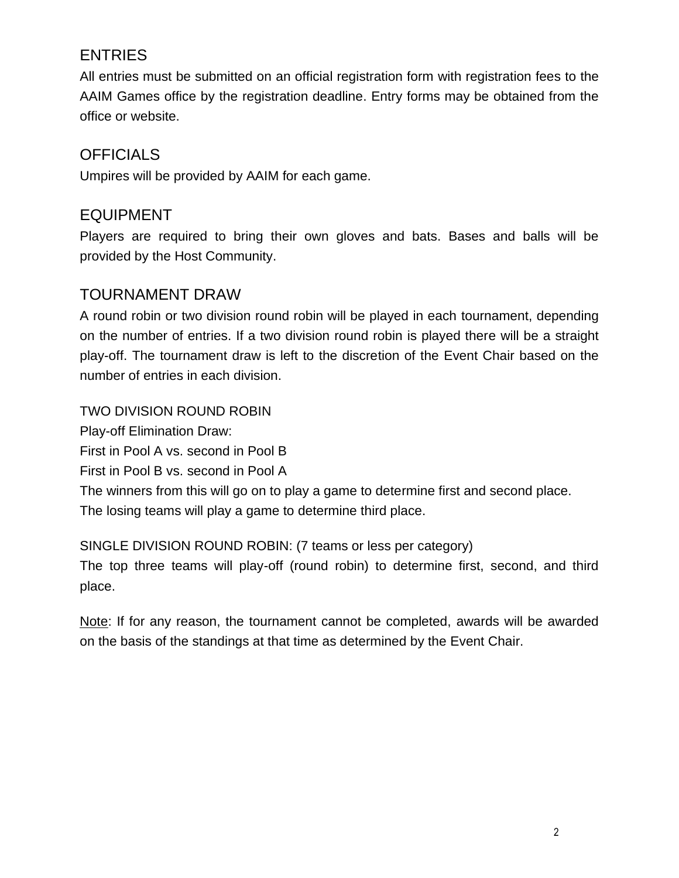## ENTRIES

All entries must be submitted on an official registration form with registration fees to the AAIM Games office by the registration deadline. Entry forms may be obtained from the office or website.

## OFFICIALS

Umpires will be provided by AAIM for each game.

## EQUIPMENT

Players are required to bring their own gloves and bats. Bases and balls will be provided by the Host Community.

## TOURNAMENT DRAW

A round robin or two division round robin will be played in each tournament, depending on the number of entries. If a two division round robin is played there will be a straight play-off. The tournament draw is left to the discretion of the Event Chair based on the number of entries in each division.

TWO DIVISION ROUND ROBIN
Play-off Elimination Draw:
First in Pool A vs. second in Pool B
First in Pool B vs. second in Pool A
The winners from this will go on to play a game to determine first and second place.
The losing teams will play a game to determine third place.

SINGLE DIVISION ROUND ROBIN: (7 teams or less per category)
The top three teams will play-off (round robin) to determine first, second, and third place.

<u>Note</u>: If for any reason, the tournament cannot be completed, awards will be awarded on the basis of the standings at that time as determined by the Event Chair.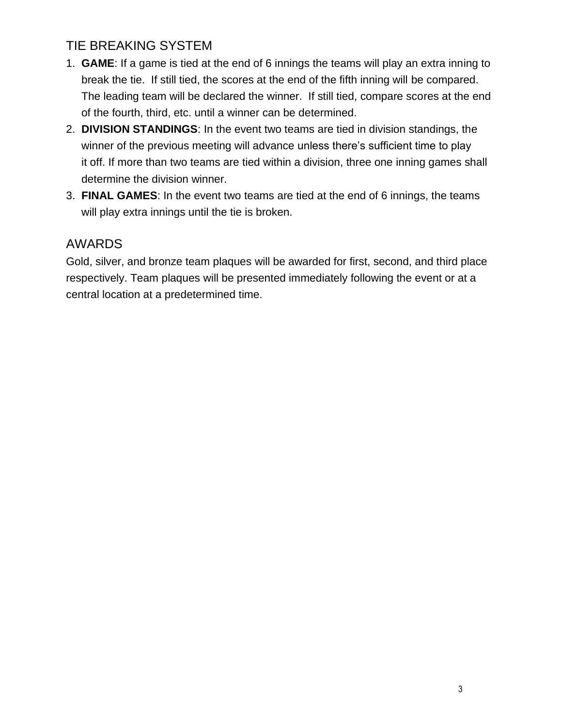## TIE BREAKING SYSTEM

1. **GAME**: If a game is tied at the end of 6 innings the teams will play an extra inning to break the tie. If still tied, the scores at the end of the fifth inning will be compared. The leading team will be declared the winner. If still tied, compare scores at the end of the fourth, third, etc. until a winner can be determined.
2. **DIVISION STANDINGS**: In the event two teams are tied in division standings, the winner of the previous meeting will advance unless there's sufficient time to play it off. If more than two teams are tied within a division, three one inning games shall determine the division winner.
3. **FINAL GAMES**: In the event two teams are tied at the end of 6 innings, the teams will play extra innings until the tie is broken.

## AWARDS

Gold, silver, and bronze team plaques will be awarded for first, second, and third place respectively. Team plaques will be presented immediately following the event or at a central location at a predetermined time.